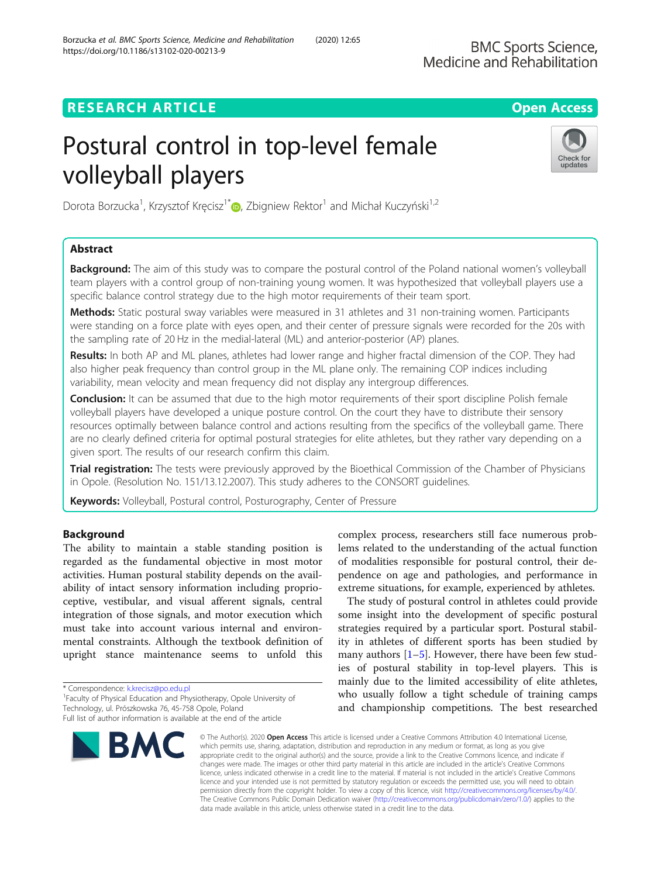RESEARCH ARTICLE

Open Access

# Postural control in top-level female volleyball players

Dorota Borzucka[1], Krzysztof Kręcisz[1*], Zbigniew Rektor[1] and Michał Kuczyński[1,2]

## Abstract

**Background:** The aim of this study was to compare the postural control of the Poland national women's volleyball team players with a control group of non-training young women. It was hypothesized that volleyball players use a specific balance control strategy due to the high motor requirements of their team sport.

**Methods:** Static postural sway variables were measured in 31 athletes and 31 non-training women. Participants were standing on a force plate with eyes open, and their center of pressure signals were recorded for the 20s with the sampling rate of 20 Hz in the medial-lateral (ML) and anterior-posterior (AP) planes.

**Results:** In both AP and ML planes, athletes had lower range and higher fractal dimension of the COP. They had also higher peak frequency than control group in the ML plane only. The remaining COP indices including variability, mean velocity and mean frequency did not display any intergroup differences.

**Conclusion:** It can be assumed that due to the high motor requirements of their sport discipline Polish female volleyball players have developed a unique posture control. On the court they have to distribute their sensory resources optimally between balance control and actions resulting from the specifics of the volleyball game. There are no clearly defined criteria for optimal postural strategies for elite athletes, but they rather vary depending on a given sport. The results of our research confirm this claim.

**Trial registration:** The tests were previously approved by the Bioethical Commission of the Chamber of Physicians in Opole. (Resolution No. 151/13.12.2007). This study adheres to the CONSORT guidelines.

**Keywords:** Volleyball, Postural control, Posturography, Center of Pressure

## Background

The ability to maintain a stable standing position is regarded as the fundamental objective in most motor activities. Human postural stability depends on the availability of intact sensory information including proprioceptive, vestibular, and visual afferent signals, central integration of those signals, and motor execution which must take into account various internal and environmental constraints. Although the textbook definition of upright stance maintenance seems to unfold this complex process, researchers still face numerous problems related to the understanding of the actual function of modalities responsible for postural control, their dependence on age and pathologies, and performance in extreme situations, for example, experienced by athletes.

The study of postural control in athletes could provide some insight into the development of specific postural strategies required by a particular sport. Postural stability in athletes of different sports has been studied by many authors [1–5]. However, there have been few studies of postural stability in top-level players. This is mainly due to the limited accessibility of elite athletes, who usually follow a tight schedule of training camps and championship competitions. The best researched

\* Correspondence: k.krecisz@po.edu.pl
[1]Faculty of Physical Education and Physiotherapy, Opole University of Technology, ul. Prószkowska 76, 45-758 Opole, Poland
Full list of author information is available at the end of the article

© The Author(s). 2020 **Open Access** This article is licensed under a Creative Commons Attribution 4.0 International License, which permits use, sharing, adaptation, distribution and reproduction in any medium or format, as long as you give appropriate credit to the original author(s) and the source, provide a link to the Creative Commons licence, and indicate if changes were made. The images or other third party material in this article are included in the article's Creative Commons licence, unless indicated otherwise in a credit line to the material. If material is not included in the article's Creative Commons licence and your intended use is not permitted by statutory regulation or exceeds the permitted use, you will need to obtain permission directly from the copyright holder. To view a copy of this licence, visit http://creativecommons.org/licenses/by/4.0/. The Creative Commons Public Domain Dedication waiver (http://creativecommons.org/publicdomain/zero/1.0/) applies to the data made available in this article, unless otherwise stated in a credit line to the data.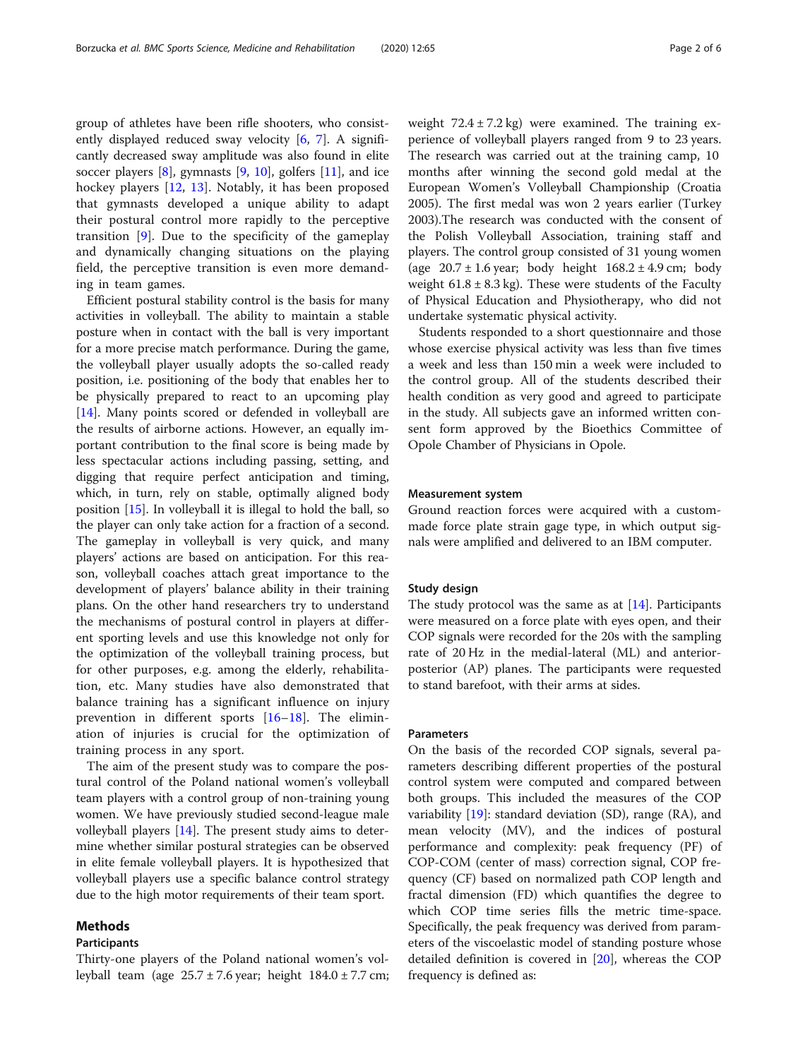group of athletes have been rifle shooters, who consistently displayed reduced sway velocity [6, 7]. A significantly decreased sway amplitude was also found in elite soccer players [8], gymnasts [9, 10], golfers [11], and ice hockey players [12, 13]. Notably, it has been proposed that gymnasts developed a unique ability to adapt their postural control more rapidly to the perceptive transition [9]. Due to the specificity of the gameplay and dynamically changing situations on the playing field, the perceptive transition is even more demanding in team games.

Efficient postural stability control is the basis for many activities in volleyball. The ability to maintain a stable posture when in contact with the ball is very important for a more precise match performance. During the game, the volleyball player usually adopts the so-called ready position, i.e. positioning of the body that enables her to be physically prepared to react to an upcoming play [14]. Many points scored or defended in volleyball are the results of airborne actions. However, an equally important contribution to the final score is being made by less spectacular actions including passing, setting, and digging that require perfect anticipation and timing, which, in turn, rely on stable, optimally aligned body position [15]. In volleyball it is illegal to hold the ball, so the player can only take action for a fraction of a second. The gameplay in volleyball is very quick, and many players' actions are based on anticipation. For this reason, volleyball coaches attach great importance to the development of players' balance ability in their training plans. On the other hand researchers try to understand the mechanisms of postural control in players at different sporting levels and use this knowledge not only for the optimization of the volleyball training process, but for other purposes, e.g. among the elderly, rehabilitation, etc. Many studies have also demonstrated that balance training has a significant influence on injury prevention in different sports [16–18]. The elimination of injuries is crucial for the optimization of training process in any sport.

The aim of the present study was to compare the postural control of the Poland national women's volleyball team players with a control group of non-training young women. We have previously studied second-league male volleyball players [14]. The present study aims to determine whether similar postural strategies can be observed in elite female volleyball players. It is hypothesized that volleyball players use a specific balance control strategy due to the high motor requirements of their team sport.

## Methods

### Participants

Thirty-one players of the Poland national women's volleyball team (age 25.7 ± 7.6 year; height 184.0 ± 7.7 cm; weight 72.4 ± 7.2 kg) were examined. The training experience of volleyball players ranged from 9 to 23 years. The research was carried out at the training camp, 10 months after winning the second gold medal at the European Women's Volleyball Championship (Croatia 2005). The first medal was won 2 years earlier (Turkey 2003).The research was conducted with the consent of the Polish Volleyball Association, training staff and players. The control group consisted of 31 young women (age 20.7 ± 1.6 year; body height 168.2 ± 4.9 cm; body weight 61.8 ± 8.3 kg). These were students of the Faculty of Physical Education and Physiotherapy, who did not undertake systematic physical activity.

Students responded to a short questionnaire and those whose exercise physical activity was less than five times a week and less than 150 min a week were included to the control group. All of the students described their health condition as very good and agreed to participate in the study. All subjects gave an informed written consent form approved by the Bioethics Committee of Opole Chamber of Physicians in Opole.

### Measurement system

Ground reaction forces were acquired with a custom-made force plate strain gage type, in which output signals were amplified and delivered to an IBM computer.

### Study design

The study protocol was the same as at [14]. Participants were measured on a force plate with eyes open, and their COP signals were recorded for the 20s with the sampling rate of 20 Hz in the medial-lateral (ML) and anterior-posterior (AP) planes. The participants were requested to stand barefoot, with their arms at sides.

### Parameters

On the basis of the recorded COP signals, several parameters describing different properties of the postural control system were computed and compared between both groups. This included the measures of the COP variability [19]: standard deviation (SD), range (RA), and mean velocity (MV), and the indices of postural performance and complexity: peak frequency (PF) of COP-COM (center of mass) correction signal, COP frequency (CF) based on normalized path COP length and fractal dimension (FD) which quantifies the degree to which COP time series fills the metric time-space. Specifically, the peak frequency was derived from parameters of the viscoelastic model of standing posture whose detailed definition is covered in [20], whereas the COP frequency is defined as: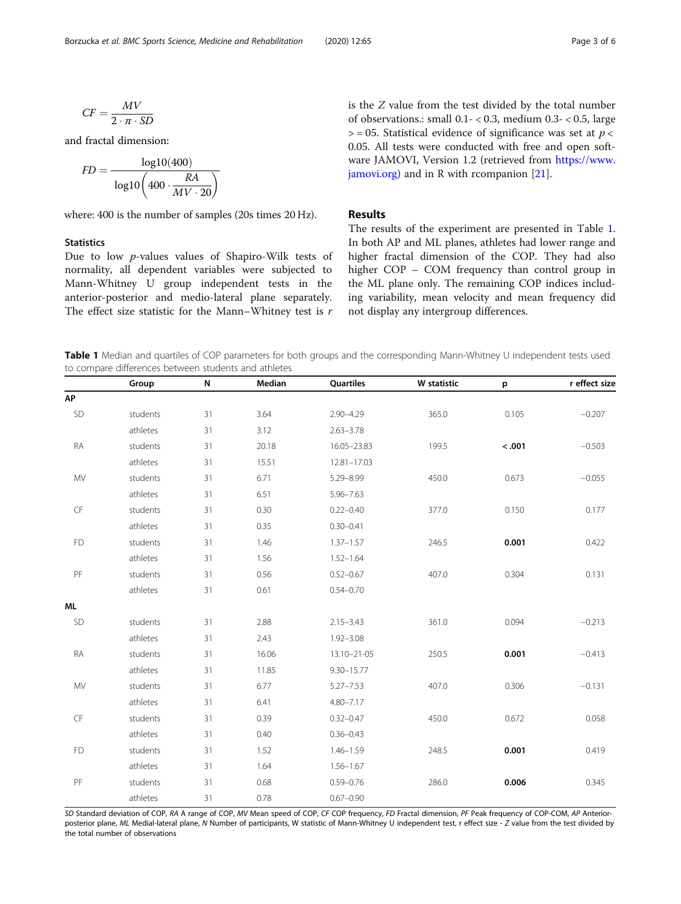$$CF = \frac{MV}{2 \cdot \pi \cdot SD}$$

and fractal dimension:

$$FD = \frac{\log 10(400)}{\log 10\left(400 \cdot \frac{RA}{MV \cdot 20}\right)}$$

where: 400 is the number of samples (20s times 20 Hz).

### Statistics

Due to low *p*-values values of Shapiro-Wilk tests of normality, all dependent variables were subjected to Mann-Whitney U group independent tests in the anterior-posterior and medio-lateral plane separately. The effect size statistic for the Mann–Whitney test is *r* is the *Z* value from the test divided by the total number of observations.: small 0.1- < 0.3, medium 0.3- < 0.5, large > = 05. Statistical evidence of significance was set at $p < 0.05$. All tests were conducted with free and open software JAMOVI, Version 1.2 (retrieved from https://www.jamovi.org) and in R with rcompanion [21].

## Results

The results of the experiment are presented in Table 1. In both AP and ML planes, athletes had lower range and higher fractal dimension of the COP. They had also higher COP – COM frequency than control group in the ML plane only. The remaining COP indices including variability, mean velocity and mean frequency did not display any intergroup differences.

**Table 1** Median and quartiles of COP parameters for both groups and the corresponding Mann-Whitney U independent tests used to compare differences between students and athletes

| | Group | N | Median | Quartiles | W statistic | p | r effect size |
|---|---|---|---|---|---|---|---|
| **AP** | | | | | | | |
| SD | students | 31 | 3.64 | 2.90–4.29 | 365.0 | 0.105 | −0.207 |
| | athletes | 31 | 3.12 | 2.63–3.78 | | | |
| RA | students | 31 | 20.18 | 16.05–23.83 | 199.5 | **< .001** | −0.503 |
| | athletes | 31 | 15.51 | 12.81–17.03 | | | |
| MV | students | 31 | 6.71 | 5.29–8.99 | 450.0 | 0.673 | −0.055 |
| | athletes | 31 | 6.51 | 5.96–7.63 | | | |
| CF | students | 31 | 0.30 | 0.22–0.40 | 377.0 | 0.150 | 0.177 |
| | athletes | 31 | 0.35 | 0.30–0.41 | | | |
| FD | students | 31 | 1.46 | 1.37–1.57 | 246.5 | **0.001** | 0.422 |
| | athletes | 31 | 1.56 | 1.52–1.64 | | | |
| PF | students | 31 | 0.56 | 0.52–0.67 | 407.0 | 0.304 | 0.131 |
| | athletes | 31 | 0.61 | 0.54–0.70 | | | |
| **ML** | | | | | | | |
| SD | students | 31 | 2.88 | 2.15–3.43 | 361.0 | 0.094 | −0.213 |
| | athletes | 31 | 2.43 | 1.92–3.08 | | | |
| RA | students | 31 | 16.06 | 13.10–21-05 | 250.5 | **0.001** | −0.413 |
| | athletes | 31 | 11.85 | 9.30–15.77 | | | |
| MV | students | 31 | 6.77 | 5.27–7.53 | 407.0 | 0.306 | −0.131 |
| | athletes | 31 | 6.41 | 4.80–7.17 | | | |
| CF | students | 31 | 0.39 | 0.32–0.47 | 450.0 | 0.672 | 0.058 |
| | athletes | 31 | 0.40 | 0.36–0.43 | | | |
| FD | students | 31 | 1.52 | 1.46–1.59 | 248.5 | **0.001** | 0.419 |
| | athletes | 31 | 1.64 | 1.56–1.67 | | | |
| PF | students | 31 | 0.68 | 0.59–0.76 | 286.0 | **0.006** | 0.345 |
| | athletes | 31 | 0.78 | 0.67–0.90 | | | |

*SD* Standard deviation of COP, *RA* A range of COP, *MV* Mean speed of COP, *CF* COP frequency, *FD* Fractal dimension, *PF* Peak frequency of COP-COM, *AP* Anterior-posterior plane, *ML* Medial-lateral plane, *N* Number of participants, W statistic of Mann-Whitney U independent test, r effect size - *Z* value from the test divided by the total number of observations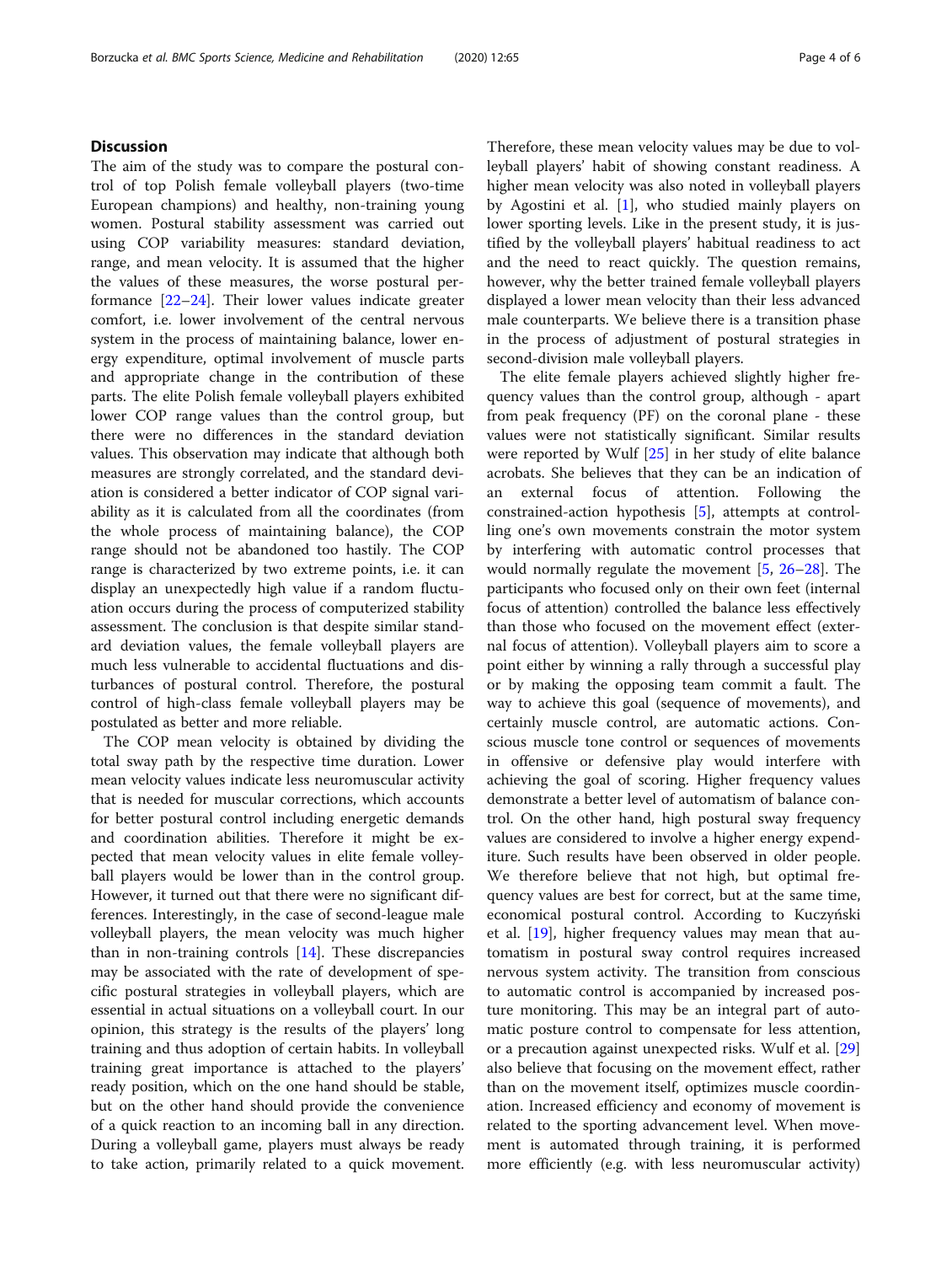## Discussion

The aim of the study was to compare the postural control of top Polish female volleyball players (two-time European champions) and healthy, non-training young women. Postural stability assessment was carried out using COP variability measures: standard deviation, range, and mean velocity. It is assumed that the higher the values of these measures, the worse postural performance [22–24]. Their lower values indicate greater comfort, i.e. lower involvement of the central nervous system in the process of maintaining balance, lower energy expenditure, optimal involvement of muscle parts and appropriate change in the contribution of these parts. The elite Polish female volleyball players exhibited lower COP range values than the control group, but there were no differences in the standard deviation values. This observation may indicate that although both measures are strongly correlated, and the standard deviation is considered a better indicator of COP signal variability as it is calculated from all the coordinates (from the whole process of maintaining balance), the COP range should not be abandoned too hastily. The COP range is characterized by two extreme points, i.e. it can display an unexpectedly high value if a random fluctuation occurs during the process of computerized stability assessment. The conclusion is that despite similar standard deviation values, the female volleyball players are much less vulnerable to accidental fluctuations and disturbances of postural control. Therefore, the postural control of high-class female volleyball players may be postulated as better and more reliable.

The COP mean velocity is obtained by dividing the total sway path by the respective time duration. Lower mean velocity values indicate less neuromuscular activity that is needed for muscular corrections, which accounts for better postural control including energetic demands and coordination abilities. Therefore it might be expected that mean velocity values in elite female volleyball players would be lower than in the control group. However, it turned out that there were no significant differences. Interestingly, in the case of second-league male volleyball players, the mean velocity was much higher than in non-training controls [14]. These discrepancies may be associated with the rate of development of specific postural strategies in volleyball players, which are essential in actual situations on a volleyball court. In our opinion, this strategy is the results of the players' long training and thus adoption of certain habits. In volleyball training great importance is attached to the players' ready position, which on the one hand should be stable, but on the other hand should provide the convenience of a quick reaction to an incoming ball in any direction. During a volleyball game, players must always be ready to take action, primarily related to a quick movement. Therefore, these mean velocity values may be due to volleyball players' habit of showing constant readiness. A higher mean velocity was also noted in volleyball players by Agostini et al. [1], who studied mainly players on lower sporting levels. Like in the present study, it is justified by the volleyball players' habitual readiness to act and the need to react quickly. The question remains, however, why the better trained female volleyball players displayed a lower mean velocity than their less advanced male counterparts. We believe there is a transition phase in the process of adjustment of postural strategies in second-division male volleyball players.

The elite female players achieved slightly higher frequency values than the control group, although - apart from peak frequency (PF) on the coronal plane - these values were not statistically significant. Similar results were reported by Wulf [25] in her study of elite balance acrobats. She believes that they can be an indication of an external focus of attention. Following the constrained-action hypothesis [5], attempts at controlling one's own movements constrain the motor system by interfering with automatic control processes that would normally regulate the movement [5, 26–28]. The participants who focused only on their own feet (internal focus of attention) controlled the balance less effectively than those who focused on the movement effect (external focus of attention). Volleyball players aim to score a point either by winning a rally through a successful play or by making the opposing team commit a fault. The way to achieve this goal (sequence of movements), and certainly muscle control, are automatic actions. Conscious muscle tone control or sequences of movements in offensive or defensive play would interfere with achieving the goal of scoring. Higher frequency values demonstrate a better level of automatism of balance control. On the other hand, high postural sway frequency values are considered to involve a higher energy expenditure. Such results have been observed in older people. We therefore believe that not high, but optimal frequency values are best for correct, but at the same time, economical postural control. According to Kuczyński et al. [19], higher frequency values may mean that automatism in postural sway control requires increased nervous system activity. The transition from conscious to automatic control is accompanied by increased posture monitoring. This may be an integral part of automatic posture control to compensate for less attention, or a precaution against unexpected risks. Wulf et al. [29] also believe that focusing on the movement effect, rather than on the movement itself, optimizes muscle coordination. Increased efficiency and economy of movement is related to the sporting advancement level. When movement is automated through training, it is performed more efficiently (e.g. with less neuromuscular activity)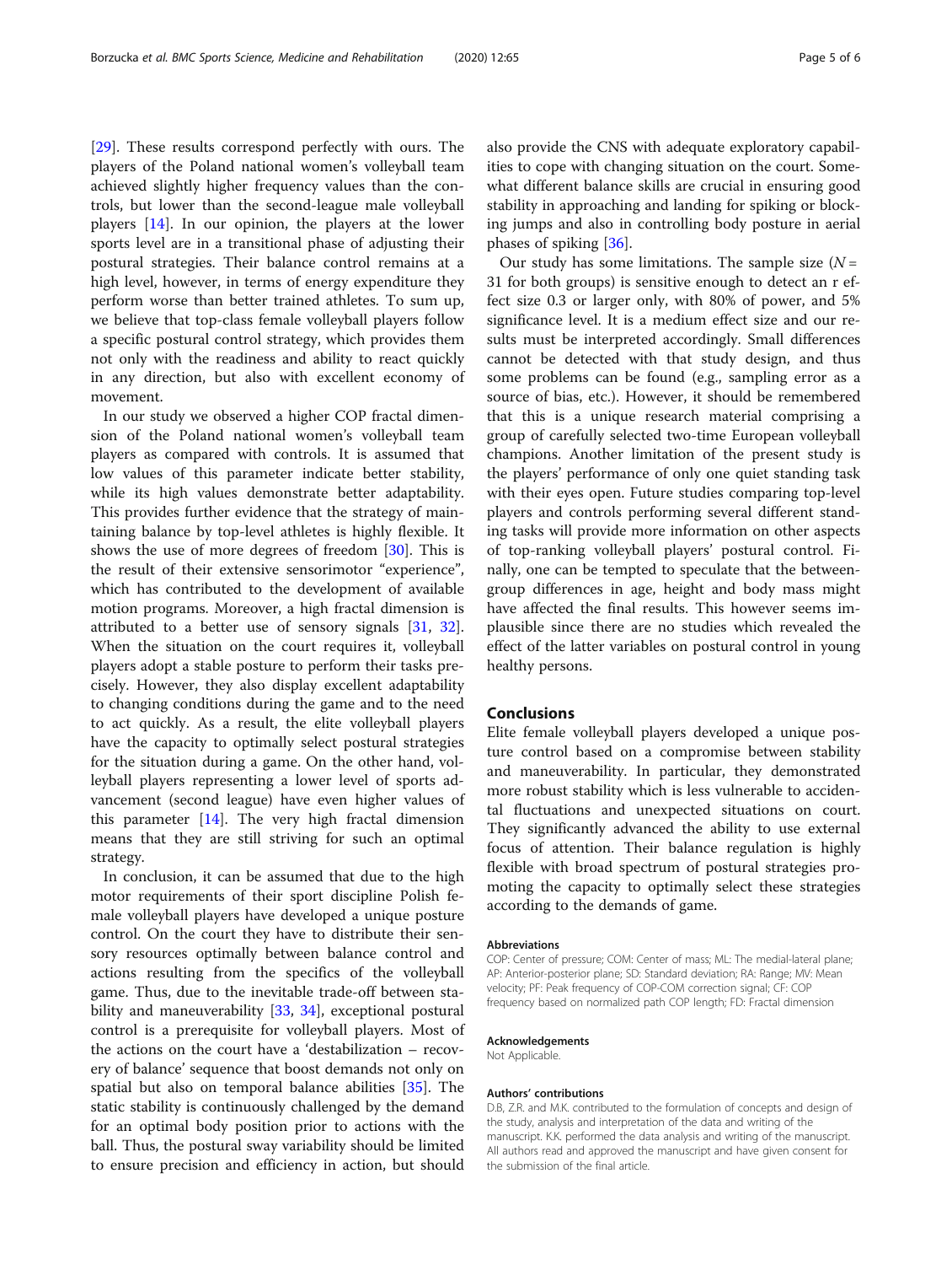[29]. These results correspond perfectly with ours. The players of the Poland national women's volleyball team achieved slightly higher frequency values than the controls, but lower than the second-league male volleyball players [14]. In our opinion, the players at the lower sports level are in a transitional phase of adjusting their postural strategies. Their balance control remains at a high level, however, in terms of energy expenditure they perform worse than better trained athletes. To sum up, we believe that top-class female volleyball players follow a specific postural control strategy, which provides them not only with the readiness and ability to react quickly in any direction, but also with excellent economy of movement.

In our study we observed a higher COP fractal dimension of the Poland national women's volleyball team players as compared with controls. It is assumed that low values of this parameter indicate better stability, while its high values demonstrate better adaptability. This provides further evidence that the strategy of maintaining balance by top-level athletes is highly flexible. It shows the use of more degrees of freedom [30]. This is the result of their extensive sensorimotor "experience", which has contributed to the development of available motion programs. Moreover, a high fractal dimension is attributed to a better use of sensory signals [31, 32]. When the situation on the court requires it, volleyball players adopt a stable posture to perform their tasks precisely. However, they also display excellent adaptability to changing conditions during the game and to the need to act quickly. As a result, the elite volleyball players have the capacity to optimally select postural strategies for the situation during a game. On the other hand, volleyball players representing a lower level of sports advancement (second league) have even higher values of this parameter [14]. The very high fractal dimension means that they are still striving for such an optimal strategy.

In conclusion, it can be assumed that due to the high motor requirements of their sport discipline Polish female volleyball players have developed a unique posture control. On the court they have to distribute their sensory resources optimally between balance control and actions resulting from the specifics of the volleyball game. Thus, due to the inevitable trade-off between stability and maneuverability [33, 34], exceptional postural control is a prerequisite for volleyball players. Most of the actions on the court have a 'destabilization – recovery of balance' sequence that boost demands not only on spatial but also on temporal balance abilities [35]. The static stability is continuously challenged by the demand for an optimal body position prior to actions with the ball. Thus, the postural sway variability should be limited to ensure precision and efficiency in action, but should also provide the CNS with adequate exploratory capabilities to cope with changing situation on the court. Somewhat different balance skills are crucial in ensuring good stability in approaching and landing for spiking or blocking jumps and also in controlling body posture in aerial phases of spiking [36].

Our study has some limitations. The sample size ($N$ = 31 for both groups) is sensitive enough to detect an r effect size 0.3 or larger only, with 80% of power, and 5% significance level. It is a medium effect size and our results must be interpreted accordingly. Small differences cannot be detected with that study design, and thus some problems can be found (e.g., sampling error as a source of bias, etc.). However, it should be remembered that this is a unique research material comprising a group of carefully selected two-time European volleyball champions. Another limitation of the present study is the players' performance of only one quiet standing task with their eyes open. Future studies comparing top-level players and controls performing several different standing tasks will provide more information on other aspects of top-ranking volleyball players' postural control. Finally, one can be tempted to speculate that the between-group differences in age, height and body mass might have affected the final results. This however seems implausible since there are no studies which revealed the effect of the latter variables on postural control in young healthy persons.

## Conclusions

Elite female volleyball players developed a unique posture control based on a compromise between stability and maneuverability. In particular, they demonstrated more robust stability which is less vulnerable to accidental fluctuations and unexpected situations on court. They significantly advanced the ability to use external focus of attention. Their balance regulation is highly flexible with broad spectrum of postural strategies promoting the capacity to optimally select these strategies according to the demands of game.

#### Abbreviations

COP: Center of pressure; COM: Center of mass; ML: The medial-lateral plane; AP: Anterior-posterior plane; SD: Standard deviation; RA: Range; MV: Mean velocity; PF: Peak frequency of COP-COM correction signal; CF: COP frequency based on normalized path COP length; FD: Fractal dimension

#### Acknowledgements

Not Applicable.

#### Authors' contributions

D.B, Z.R. and M.K. contributed to the formulation of concepts and design of the study, analysis and interpretation of the data and writing of the manuscript. K.K. performed the data analysis and writing of the manuscript. All authors read and approved the manuscript and have given consent for the submission of the final article.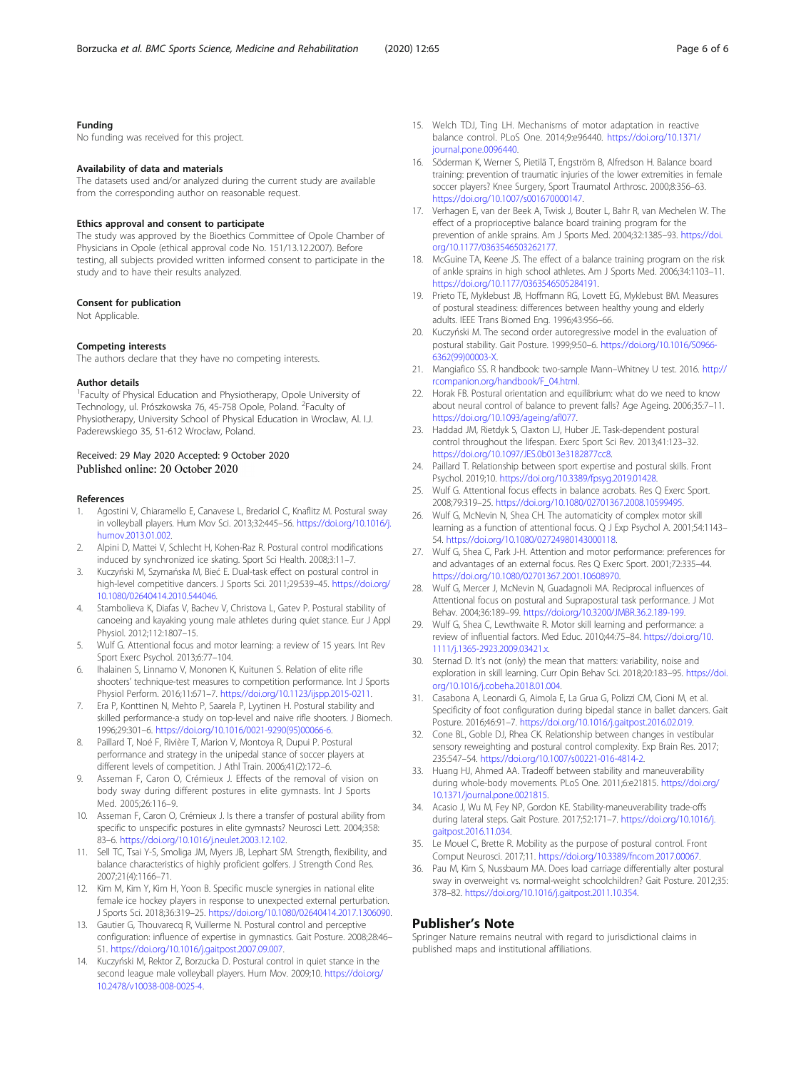## Funding

No funding was received for this project.

## Availability of data and materials

The datasets used and/or analyzed during the current study are available from the corresponding author on reasonable request.

## Ethics approval and consent to participate

The study was approved by the Bioethics Committee of Opole Chamber of Physicians in Opole (ethical approval code No. 151/13.12.2007). Before testing, all subjects provided written informed consent to participate in the study and to have their results analyzed.

## Consent for publication

Not Applicable.

## Competing interests

The authors declare that they have no competing interests.

## Author details

[1]Faculty of Physical Education and Physiotherapy, Opole University of Technology, ul. Prószkowska 76, 45-758 Opole, Poland. [2]Faculty of Physiotherapy, University School of Physical Education in Wroclaw, Al. I.J. Paderewskiego 35, 51-612 Wrocław, Poland.

Received: 29 May 2020 Accepted: 9 October 2020
Published online: 20 October 2020

## References

1. Agostini V, Chiaramello E, Canavese L, Bredariol C, Knaflitz M. Postural sway in volleyball players. Hum Mov Sci. 2013;32:445–56. https://doi.org/10.1016/j.humov.2013.01.002.
2. Alpini D, Mattei V, Schlecht H, Kohen-Raz R. Postural control modifications induced by synchronized ice skating. Sport Sci Health. 2008;3:11–7.
3. Kuczyński M, Szymańska M, Bieć E. Dual-task effect on postural control in high-level competitive dancers. J Sports Sci. 2011;29:539–45. https://doi.org/10.1080/02640414.2010.544046.
4. Stambolieva K, Diafas V, Bachev V, Christova L, Gatev P. Postural stability of canoeing and kayaking young male athletes during quiet stance. Eur J Appl Physiol. 2012;112:1807–15.
5. Wulf G. Attentional focus and motor learning: a review of 15 years. Int Rev Sport Exerc Psychol. 2013;6:77–104.
6. Ihalainen S, Linnamo V, Mononen K, Kuitunen S. Relation of elite rifle shooters' technique-test measures to competition performance. Int J Sports Physiol Perform. 2016;11:671–7. https://doi.org/10.1123/ijspp.2015-0211.
7. Era P, Konttinen N, Mehto P, Saarela P, Lyytinen H. Postural stability and skilled performance-a study on top-level and naive rifle shooters. J Biomech. 1996;29:301–6. https://doi.org/10.1016/0021-9290(95)00066-6.
8. Paillard T, Noé F, Rivière T, Marion V, Montoya R, Dupui P. Postural performance and strategy in the unipedal stance of soccer players at different levels of competition. J Athl Train. 2006;41(2):172–6.
9. Asseman F, Caron O, Crémieux J. Effects of the removal of vision on body sway during different postures in elite gymnasts. Int J Sports Med. 2005;26:116–9.
10. Asseman F, Caron O, Crémieux J. Is there a transfer of postural ability from specific to unspecific postures in elite gymnasts? Neurosci Lett. 2004;358: 83–6. https://doi.org/10.1016/j.neulet.2003.12.102.
11. Sell TC, Tsai Y-S, Smoliga JM, Myers JB, Lephart SM. Strength, flexibility, and balance characteristics of highly proficient golfers. J Strength Cond Res. 2007;21(4):1166–71.
12. Kim M, Kim Y, Kim H, Yoon B. Specific muscle synergies in national elite female ice hockey players in response to unexpected external perturbation. J Sports Sci. 2018;36:319–25. https://doi.org/10.1080/02640414.2017.1306090.
13. Gautier G, Thouvarecq R, Vuillerme N. Postural control and perceptive configuration: influence of expertise in gymnastics. Gait Posture. 2008;28:46–51. https://doi.org/10.1016/j.gaitpost.2007.09.007.
14. Kuczyński M, Rektor Z, Borzucka D. Postural control in quiet stance in the second league male volleyball players. Hum Mov. 2009;10. https://doi.org/10.2478/v10038-008-0025-4.
15. Welch TDJ, Ting LH. Mechanisms of motor adaptation in reactive balance control. PLoS One. 2014;9:e96440. https://doi.org/10.1371/journal.pone.0096440.
16. Söderman K, Werner S, Pietilä T, Engström B, Alfredson H. Balance board training: prevention of traumatic injuries of the lower extremities in female soccer players? Knee Surgery, Sport Traumatol Arthrosc. 2000;8:356–63. https://doi.org/10.1007/s001670000147.
17. Verhagen E, van der Beek A, Twisk J, Bouter L, Bahr R, van Mechelen W. The effect of a proprioceptive balance board training program for the prevention of ankle sprains. Am J Sports Med. 2004;32:1385–93. https://doi.org/10.1177/0363546503262177.
18. McGuine TA, Keene JS. The effect of a balance training program on the risk of ankle sprains in high school athletes. Am J Sports Med. 2006;34:1103–11. https://doi.org/10.1177/0363546505284191.
19. Prieto TE, Myklebust JB, Hoffmann RG, Lovett EG, Myklebust BM. Measures of postural steadiness: differences between healthy young and elderly adults. IEEE Trans Biomed Eng. 1996;43:956–66.
20. Kuczyński M. The second order autoregressive model in the evaluation of postural stability. Gait Posture. 1999;9:50–6. https://doi.org/10.1016/S0966-6362(99)00003-X.
21. Mangiafico SS. R handbook: two-sample Mann–Whitney U test. 2016. http://rcompanion.org/handbook/F_04.html.
22. Horak FB. Postural orientation and equilibrium: what do we need to know about neural control of balance to prevent falls? Age Ageing. 2006;35:7–11. https://doi.org/10.1093/ageing/afl077.
23. Haddad JM, Rietdyk S, Claxton LJ, Huber JE. Task-dependent postural control throughout the lifespan. Exerc Sport Sci Rev. 2013;41:123–32. https://doi.org/10.1097/JES.0b013e3182877cc8.
24. Paillard T. Relationship between sport expertise and postural skills. Front Psychol. 2019;10. https://doi.org/10.3389/fpsyg.2019.01428.
25. Wulf G. Attentional focus effects in balance acrobats. Res Q Exerc Sport. 2008;79:319–25. https://doi.org/10.1080/02701367.2008.10599495.
26. Wulf G, McNevin N, Shea CH. The automaticity of complex motor skill learning as a function of attentional focus. Q J Exp Psychol A. 2001;54:1143–54. https://doi.org/10.1080/02724980143000118.
27. Wulf G, Shea C, Park J-H. Attention and motor performance: preferences for and advantages of an external focus. Res Q Exerc Sport. 2001;72:335–44. https://doi.org/10.1080/02701367.2001.10608970.
28. Wulf G, Mercer J, McNevin N, Guadagnoli MA. Reciprocal influences of Attentional focus on postural and Suprapostural task performance. J Mot Behav. 2004;36:189–99. https://doi.org/10.3200/JMBR.36.2.189-199.
29. Wulf G, Shea C, Lewthwaite R. Motor skill learning and performance: a review of influential factors. Med Educ. 2010;44:75–84. https://doi.org/10.1111/j.1365-2923.2009.03421.x.
30. Sternad D. It's not (only) the mean that matters: variability, noise and exploration in skill learning. Curr Opin Behav Sci. 2018;20:183–95. https://doi.org/10.1016/j.cobeha.2018.01.004.
31. Casabona A, Leonardi G, Aimola E, La Grua G, Polizzi CM, Cioni M, et al. Specificity of foot configuration during bipedal stance in ballet dancers. Gait Posture. 2016;46:91–7. https://doi.org/10.1016/j.gaitpost.2016.02.019.
32. Cone BL, Goble DJ, Rhea CK. Relationship between changes in vestibular sensory reweighting and postural control complexity. Exp Brain Res. 2017; 235:547–54. https://doi.org/10.1007/s00221-016-4814-2.
33. Huang HJ, Ahmed AA. Tradeoff between stability and maneuverability during whole-body movements. PLoS One. 2011;6:e21815. https://doi.org/10.1371/journal.pone.0021815.
34. Acasio J, Wu M, Fey NP, Gordon KE. Stability-maneuverability trade-offs during lateral steps. Gait Posture. 2017;52:171–7. https://doi.org/10.1016/j.gaitpost.2016.11.034.
35. Le Mouel C, Brette R. Mobility as the purpose of postural control. Front Comput Neurosci. 2017;11. https://doi.org/10.3389/fncom.2017.00067.
36. Pau M, Kim S, Nussbaum MA. Does load carriage differentially alter postural sway in overweight vs. normal-weight schoolchildren? Gait Posture. 2012;35: 378–82. https://doi.org/10.1016/j.gaitpost.2011.10.354.

# Publisher's Note

Springer Nature remains neutral with regard to jurisdictional claims in published maps and institutional affiliations.